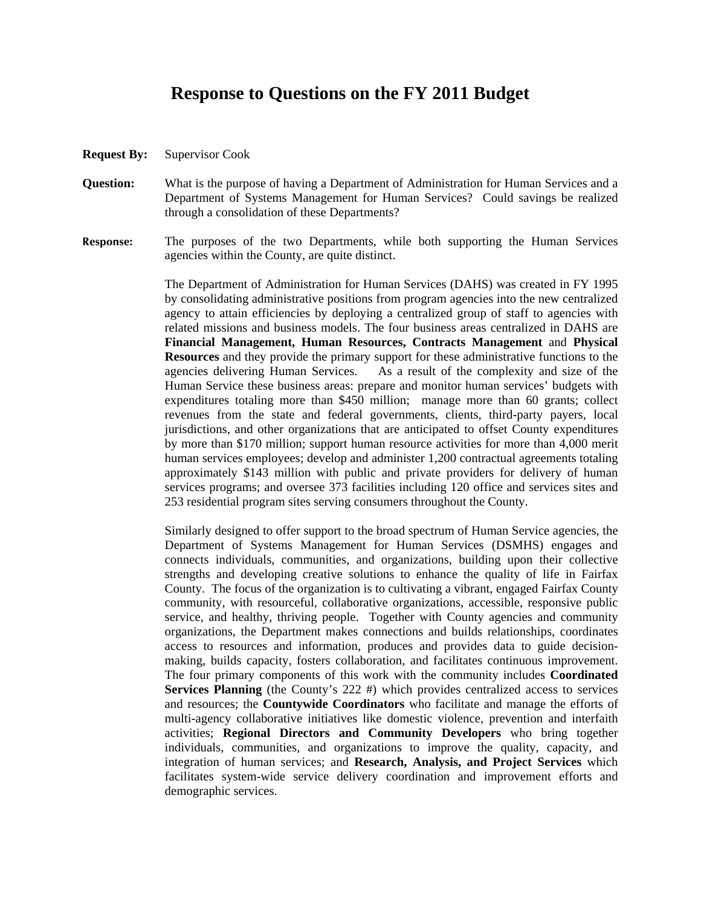# Response to Questions on the FY 2011 Budget

**Request By:** Supervisor Cook

**Question:** What is the purpose of having a Department of Administration for Human Services and a Department of Systems Management for Human Services? Could savings be realized through a consolidation of these Departments?

**Response:** The purposes of the two Departments, while both supporting the Human Services agencies within the County, are quite distinct.

The Department of Administration for Human Services (DAHS) was created in FY 1995 by consolidating administrative positions from program agencies into the new centralized agency to attain efficiencies by deploying a centralized group of staff to agencies with related missions and business models. The four business areas centralized in DAHS are **Financial Management, Human Resources, Contracts Management** and **Physical Resources** and they provide the primary support for these administrative functions to the agencies delivering Human Services. As a result of the complexity and size of the Human Service these business areas: prepare and monitor human services' budgets with expenditures totaling more than $450 million; manage more than 60 grants; collect revenues from the state and federal governments, clients, third-party payers, local jurisdictions, and other organizations that are anticipated to offset County expenditures by more than $170 million; support human resource activities for more than 4,000 merit human services employees; develop and administer 1,200 contractual agreements totaling approximately $143 million with public and private providers for delivery of human services programs; and oversee 373 facilities including 120 office and services sites and 253 residential program sites serving consumers throughout the County.

Similarly designed to offer support to the broad spectrum of Human Service agencies, the Department of Systems Management for Human Services (DSMHS) engages and connects individuals, communities, and organizations, building upon their collective strengths and developing creative solutions to enhance the quality of life in Fairfax County. The focus of the organization is to cultivating a vibrant, engaged Fairfax County community, with resourceful, collaborative organizations, accessible, responsive public service, and healthy, thriving people. Together with County agencies and community organizations, the Department makes connections and builds relationships, coordinates access to resources and information, produces and provides data to guide decision-making, builds capacity, fosters collaboration, and facilitates continuous improvement. The four primary components of this work with the community includes **Coordinated Services Planning** (the County's 222 #) which provides centralized access to services and resources; the **Countywide Coordinators** who facilitate and manage the efforts of multi-agency collaborative initiatives like domestic violence, prevention and interfaith activities; **Regional Directors and Community Developers** who bring together individuals, communities, and organizations to improve the quality, capacity, and integration of human services; and **Research, Analysis, and Project Services** which facilitates system-wide service delivery coordination and improvement efforts and demographic services.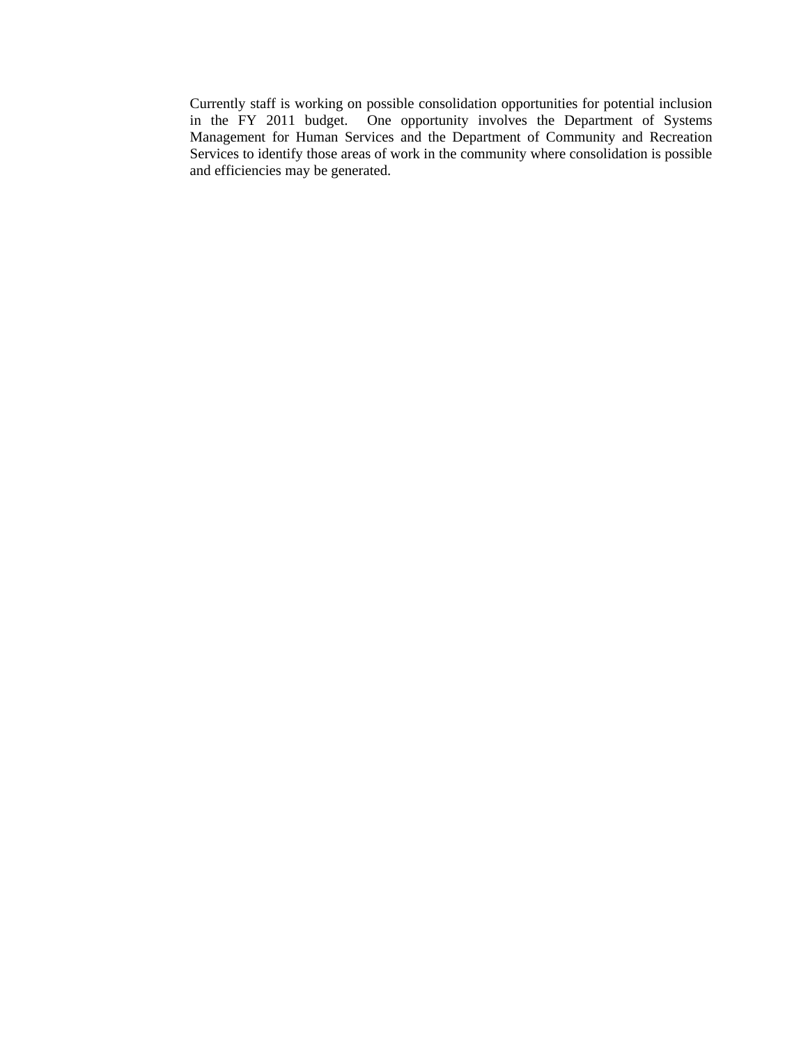Currently staff is working on possible consolidation opportunities for potential inclusion in the FY 2011 budget. One opportunity involves the Department of Systems Management for Human Services and the Department of Community and Recreation Services to identify those areas of work in the community where consolidation is possible and efficiencies may be generated.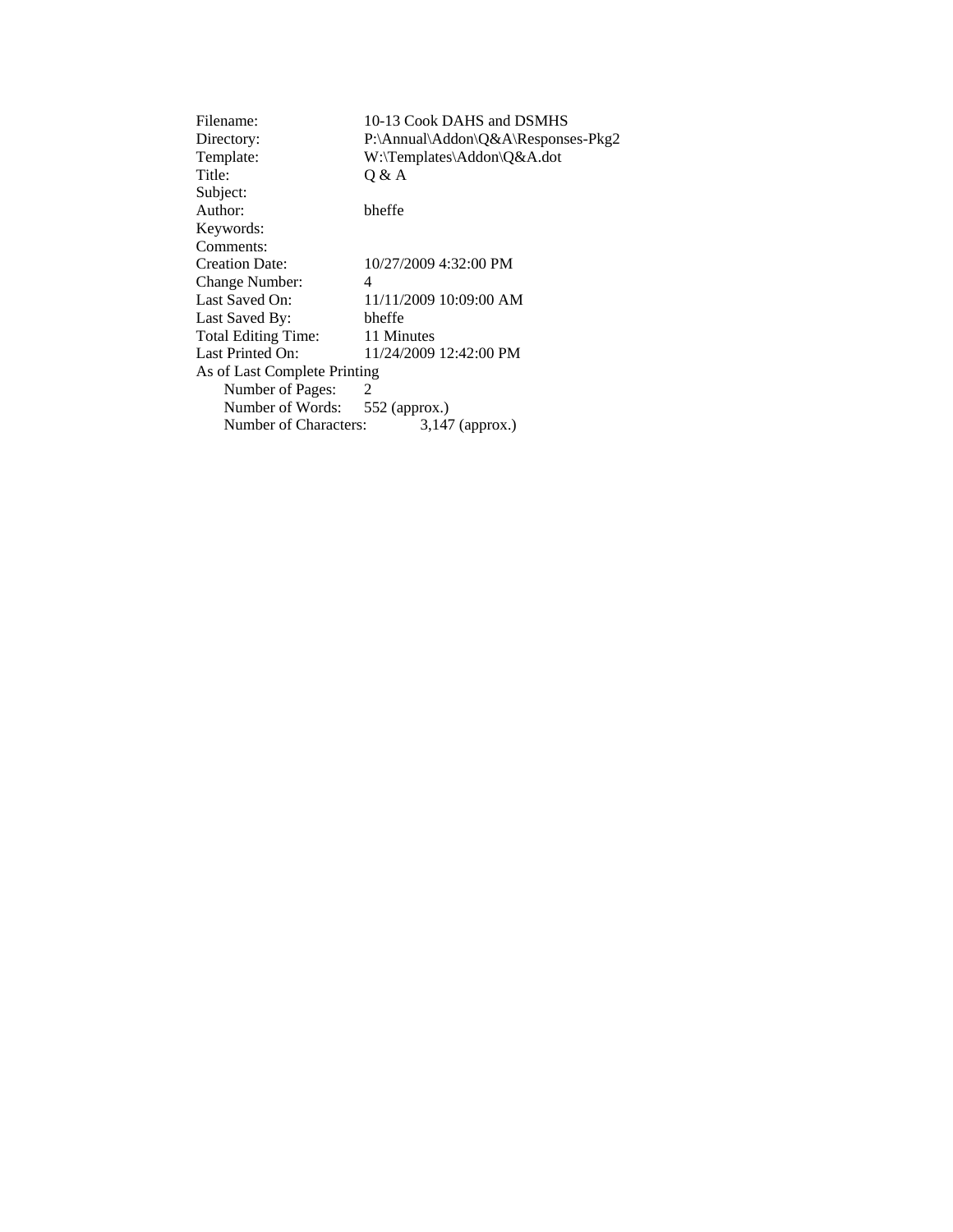| | |
|---|---|
| Filename: | 10-13 Cook DAHS and DSMHS |
| Directory: | P:\Annual\Addon\Q&A\Responses-Pkg2 |
| Template: | W:\Templates\Addon\Q&A.dot |
| Title: | Q & A |
| Subject: | |
| Author: | bheffe |
| Keywords: | |
| Comments: | |
| Creation Date: | 10/27/2009 4:32:00 PM |
| Change Number: | 4 |
| Last Saved On: | 11/11/2009 10:09:00 AM |
| Last Saved By: | bheffe |
| Total Editing Time: | 11 Minutes |
| Last Printed On: | 11/24/2009 12:42:00 PM |
| As of Last Complete Printing | |
| Number of Pages: | 2 |
| Number of Words: | 552 (approx.) |
| Number of Characters: | 3,147 (approx.) |